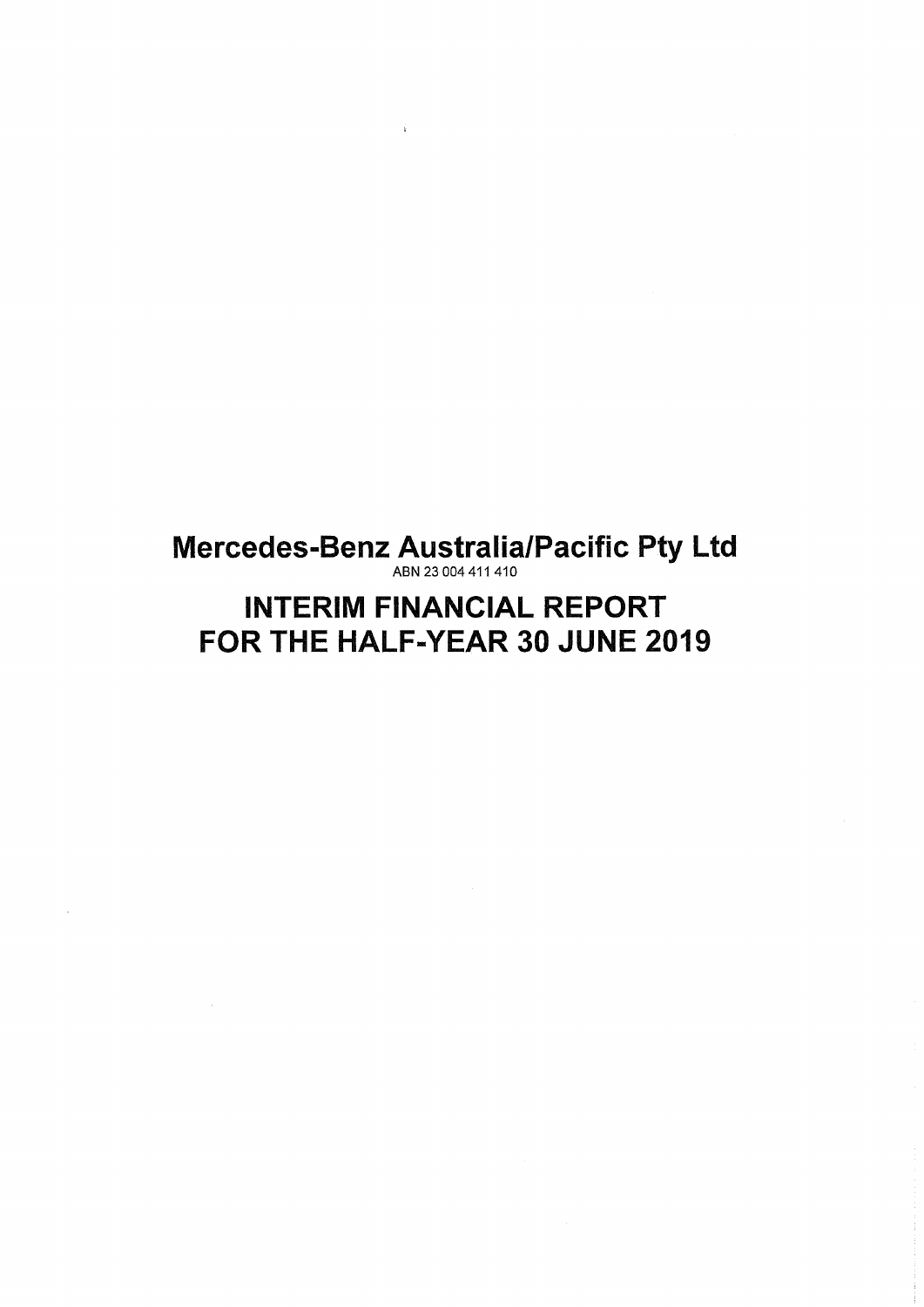# Mercedes-Benz Australia/Pacific Pty Ltd

ABN 23 004 411 410

# INTERIM FINANCIAL REPORT FOR THE HALF-YEAR 30 JUNE 2019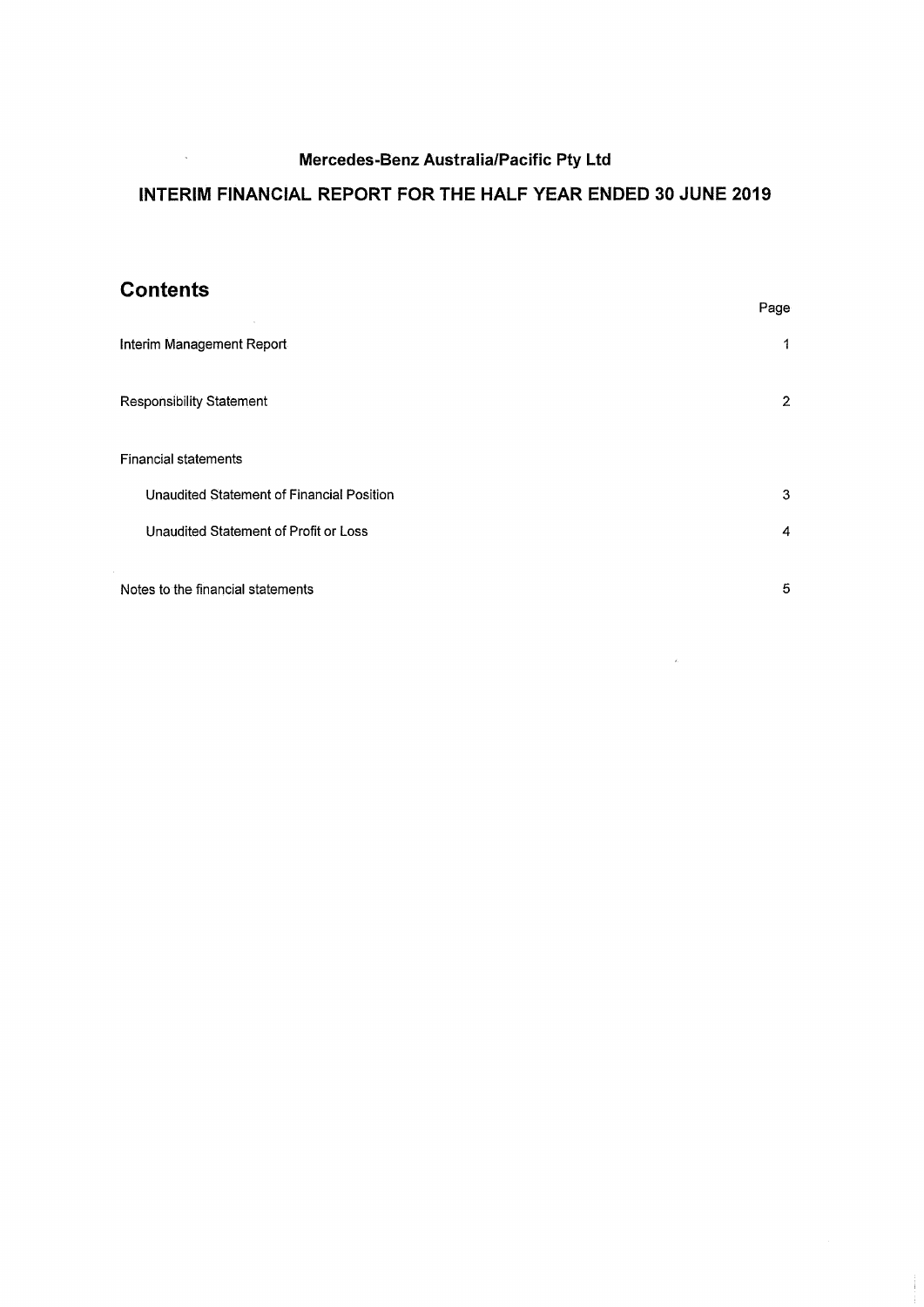**Mercedes-Benz Australia/Pacific Pty Ltd**

# INTERIM FINANCIAL REPORT FOR THE HALF YEAR ENDED 30 JUNE 2019

## Contents

| | Page |
|---|---|
| Interim Management Report | 1 |
| Responsibility Statement | 2 |
| Financial statements | |
| Unaudited Statement of Financial Position | 3 |
| Unaudited Statement of Profit or Loss | 4 |
| Notes to the financial statements | 5 |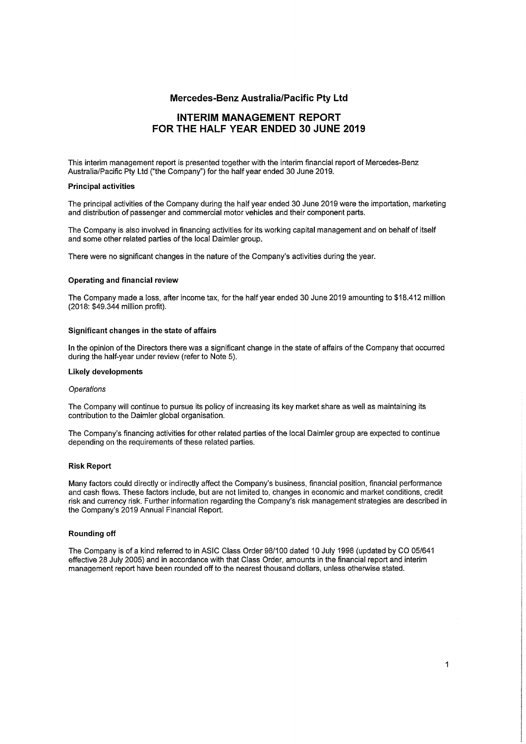# Mercedes-Benz Australia/Pacific Pty Ltd

## INTERIM MANAGEMENT REPORT FOR THE HALF YEAR ENDED 30 JUNE 2019

This interim management report is presented together with the interim financial report of Mercedes-Benz Australia/Pacific Pty Ltd ("the Company") for the half year ended 30 June 2019.

### Principal activities

The principal activities of the Company during the half year ended 30 June 2019 were the importation, marketing and distribution of passenger and commercial motor vehicles and their component parts.

The Company is also involved in financing activities for its working capital management and on behalf of itself and some other related parties of the local Daimler group.

There were no significant changes in the nature of the Company's activities during the year.

### Operating and financial review

The Company made a loss, after income tax, for the half year ended 30 June 2019 amounting to $18.412 million (2018: $49.344 million profit).

### Significant changes in the state of affairs

In the opinion of the Directors there was a significant change in the state of affairs of the Company that occurred during the half-year under review (refer to Note 5).

### Likely developments

*Operations*

The Company will continue to pursue its policy of increasing its key market share as well as maintaining its contribution to the Daimler global organisation.

The Company's financing activities for other related parties of the local Daimler group are expected to continue depending on the requirements of these related parties.

### Risk Report

Many factors could directly or indirectly affect the Company's business, financial position, financial performance and cash flows. These factors include, but are not limited to, changes in economic and market conditions, credit risk and currency risk. Further information regarding the Company's risk management strategies are described in the Company's 2019 Annual Financial Report.

### Rounding off

The Company is of a kind referred to in ASIC Class Order 98/100 dated 10 July 1998 (updated by CO 05/641 effective 28 July 2005) and in accordance with that Class Order, amounts in the financial report and interim management report have been rounded off to the nearest thousand dollars, unless otherwise stated.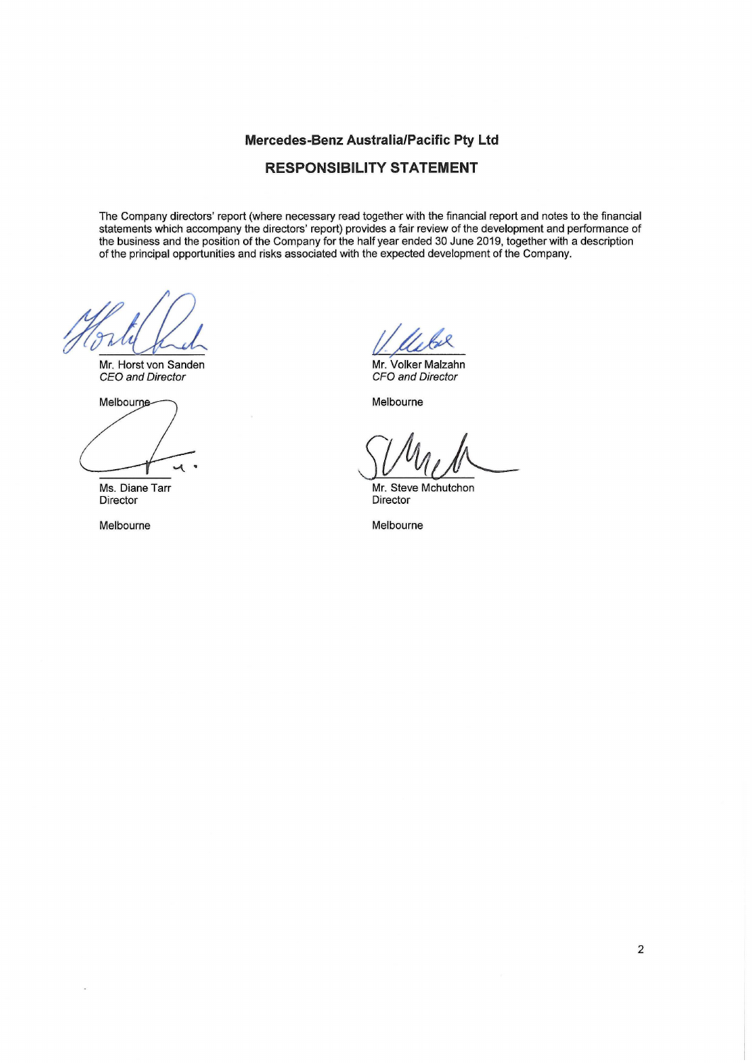**Mercedes-Benz Australia/Pacific Pty Ltd**

**RESPONSIBILITY STATEMENT**

The Company directors' report (where necessary read together with the financial report and notes to the financial statements which accompany the directors' report) provides a fair review of the development and performance of the business and the position of the Company for the half year ended 30 June 2019, together with a description of the principal opportunities and risks associated with the expected development of the Company.

Mr. Horst von Sanden
*CEO and Director*

Melbourne

Mr. Volker Malzahn
*CFO and Director*

Melbourne

Ms. Diane Tarr
Director

Melbourne

Mr. Steve Mchutchon
Director

Melbourne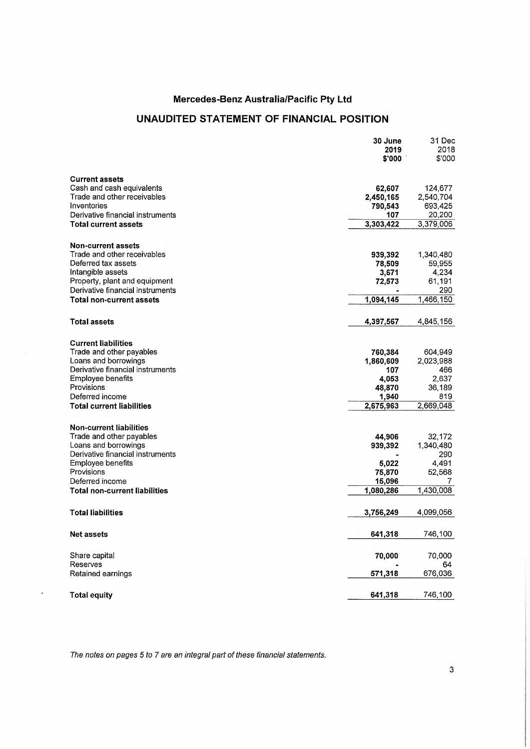# Mercedes-Benz Australia/Pacific Pty Ltd

## UNAUDITED STATEMENT OF FINANCIAL POSITION

| | 30 June 2019 $'000 | 31 Dec 2018 $'000 |
|---|---|---|
| **Current assets** | | |
| Cash and cash equivalents | **62,607** | 124,677 |
| Trade and other receivables | **2,450,165** | 2,540,704 |
| Inventories | **790,543** | 693,425 |
| Derivative financial instruments | **107** | 20,200 |
| **Total current assets** | **3,303,422** | 3,379,006 |
| | | |
| **Non-current assets** | | |
| Trade and other receivables | **939,392** | 1,340,480 |
| Deferred tax assets | **78,509** | 59,955 |
| Intangible assets | **3,671** | 4,234 |
| Property, plant and equipment | **72,573** | 61,191 |
| Derivative financial instruments | **-** | 290 |
| **Total non-current assets** | **1,094,145** | 1,466,150 |
| | | |
| **Total assets** | **4,397,567** | 4,845,156 |
| | | |
| **Current liabilities** | | |
| Trade and other payables | **760,384** | 604,949 |
| Loans and borrowings | **1,860,609** | 2,023,988 |
| Derivative financial instruments | **107** | 466 |
| Employee benefits | **4,053** | 2,637 |
| Provisions | **48,870** | 36,189 |
| Deferred income | **1,940** | 819 |
| **Total current liabilities** | **2,675,963** | 2,669,048 |
| | | |
| **Non-current liabilities** | | |
| Trade and other payables | **44,906** | 32,172 |
| Loans and borrowings | **939,392** | 1,340,480 |
| Derivative financial instruments | **-** | 290 |
| Employee benefits | **5,022** | 4,491 |
| Provisions | **75,870** | 52,568 |
| Deferred income | **15,096** | 7 |
| **Total non-current liabilities** | **1,080,286** | 1,430,008 |
| | | |
| **Total liabilities** | **3,756,249** | 4,099,056 |
| | | |
| **Net assets** | **641,318** | 746,100 |
| | | |
| Share capital | **70,000** | 70,000 |
| Reserves | **-** | 64 |
| Retained earnings | **571,318** | 676,036 |
| | | |
| **Total equity** | **641,318** | 746,100 |

*The notes on pages 5 to 7 are an integral part of these financial statements.*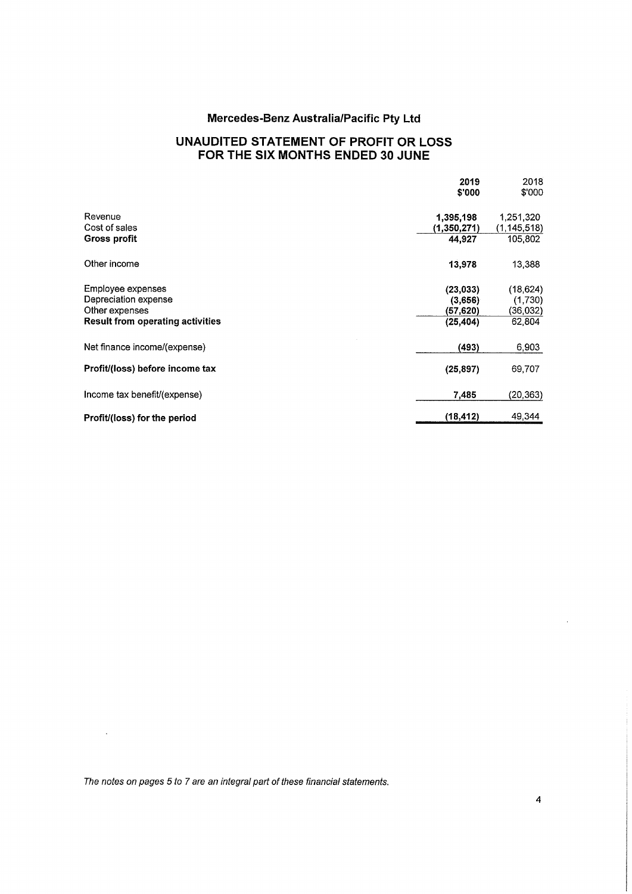# Mercedes-Benz Australia/Pacific Pty Ltd

## UNAUDITED STATEMENT OF PROFIT OR LOSS FOR THE SIX MONTHS ENDED 30 JUNE

| | 2019<br>$'000 | 2018<br>$'000 |
|---|---|---|
| Revenue | **1,395,198** | 1,251,320 |
| Cost of sales | **(1,350,271)** | (1,145,518) |
| **Gross profit** | **44,927** | 105,802 |
| Other income | **13,978** | 13,388 |
| Employee expenses | **(23,033)** | (18,624) |
| Depreciation expense | **(3,656)** | (1,730) |
| Other expenses | **(57,620)** | (36,032) |
| **Result from operating activities** | **(25,404)** | 62,804 |
| Net finance income/(expense) | **(493)** | 6,903 |
| **Profit/(loss) before income tax** | **(25,897)** | 69,707 |
| Income tax benefit/(expense) | **7,485** | (20,363) |
| **Profit/(loss) for the period** | **(18,412)** | 49,344 |

*The notes on pages 5 to 7 are an integral part of these financial statements.*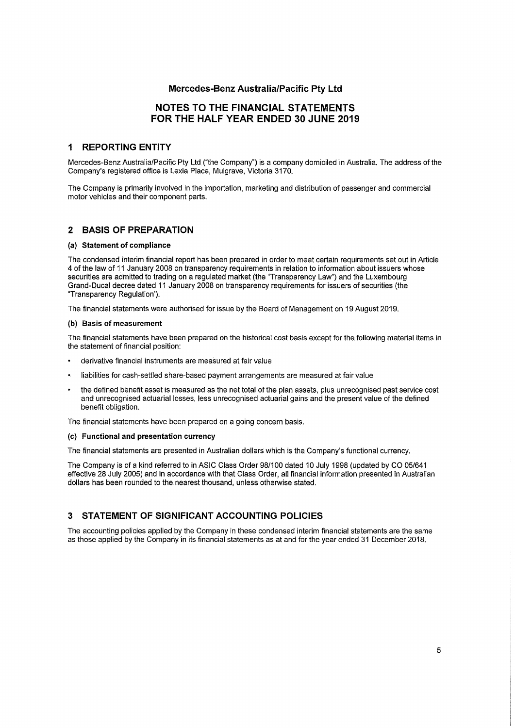## Mercedes-Benz Australia/Pacific Pty Ltd

# NOTES TO THE FINANCIAL STATEMENTS FOR THE HALF YEAR ENDED 30 JUNE 2019

## 1 REPORTING ENTITY

Mercedes-Benz Australia/Pacific Pty Ltd ("the Company") is a company domiciled in Australia. The address of the Company's registered office is Lexia Place, Mulgrave, Victoria 3170.

The Company is primarily involved in the importation, marketing and distribution of passenger and commercial motor vehicles and their component parts.

## 2 BASIS OF PREPARATION

### (a) Statement of compliance

The condensed interim financial report has been prepared in order to meet certain requirements set out in Article 4 of the law of 11 January 2008 on transparency requirements in relation to information about issuers whose securities are admitted to trading on a regulated market (the "Transparency Law") and the Luxembourg Grand-Ducal decree dated 11 January 2008 on transparency requirements for issuers of securities (the "Transparency Regulation').

The financial statements were authorised for issue by the Board of Management on 19 August 2019.

### (b) Basis of measurement

The financial statements have been prepared on the historical cost basis except for the following material items in the statement of financial position:

- derivative financial instruments are measured at fair value
- liabilities for cash-settled share-based payment arrangements are measured at fair value
- the defined benefit asset is measured as the net total of the plan assets, plus unrecognised past service cost and unrecognised actuarial losses, less unrecognised actuarial gains and the present value of the defined benefit obligation.

The financial statements have been prepared on a going concern basis.

### (c) Functional and presentation currency

The financial statements are presented in Australian dollars which is the Company's functional currency.

The Company is of a kind referred to in ASIC Class Order 98/100 dated 10 July 1998 (updated by CO 05/641 effective 28 July 2005) and in accordance with that Class Order, all financial information presented in Australian dollars has been rounded to the nearest thousand, unless otherwise stated.

## 3 STATEMENT OF SIGNIFICANT ACCOUNTING POLICIES

The accounting policies applied by the Company in these condensed interim financial statements are the same as those applied by the Company in its financial statements as at and for the year ended 31 December 2018.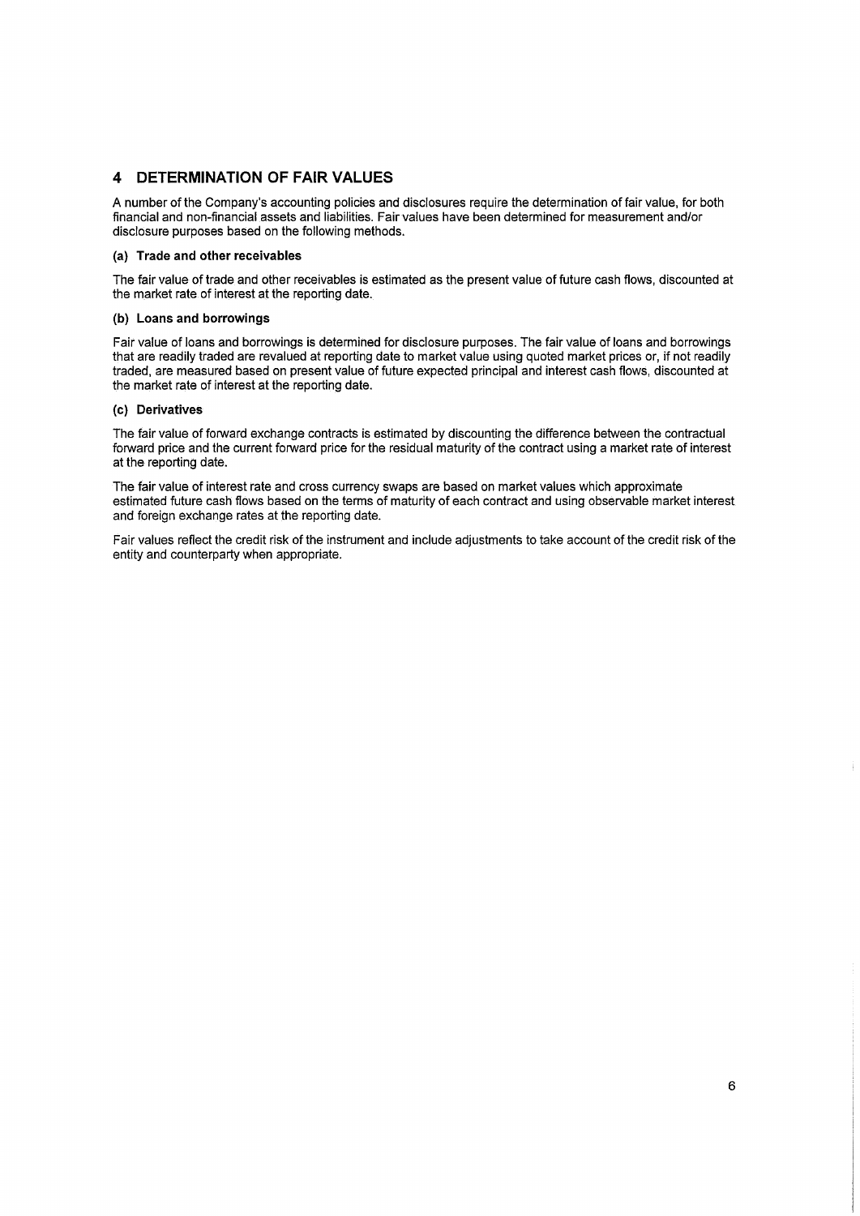## 4 DETERMINATION OF FAIR VALUES

A number of the Company's accounting policies and disclosures require the determination of fair value, for both financial and non-financial assets and liabilities. Fair values have been determined for measurement and/or disclosure purposes based on the following methods.

### (a) Trade and other receivables

The fair value of trade and other receivables is estimated as the present value of future cash flows, discounted at the market rate of interest at the reporting date.

### (b) Loans and borrowings

Fair value of loans and borrowings is determined for disclosure purposes. The fair value of loans and borrowings that are readily traded are revalued at reporting date to market value using quoted market prices or, if not readily traded, are measured based on present value of future expected principal and interest cash flows, discounted at the market rate of interest at the reporting date.

### (c) Derivatives

The fair value of forward exchange contracts is estimated by discounting the difference between the contractual forward price and the current forward price for the residual maturity of the contract using a market rate of interest at the reporting date.

The fair value of interest rate and cross currency swaps are based on market values which approximate estimated future cash flows based on the terms of maturity of each contract and using observable market interest and foreign exchange rates at the reporting date.

Fair values reflect the credit risk of the instrument and include adjustments to take account of the credit risk of the entity and counterparty when appropriate.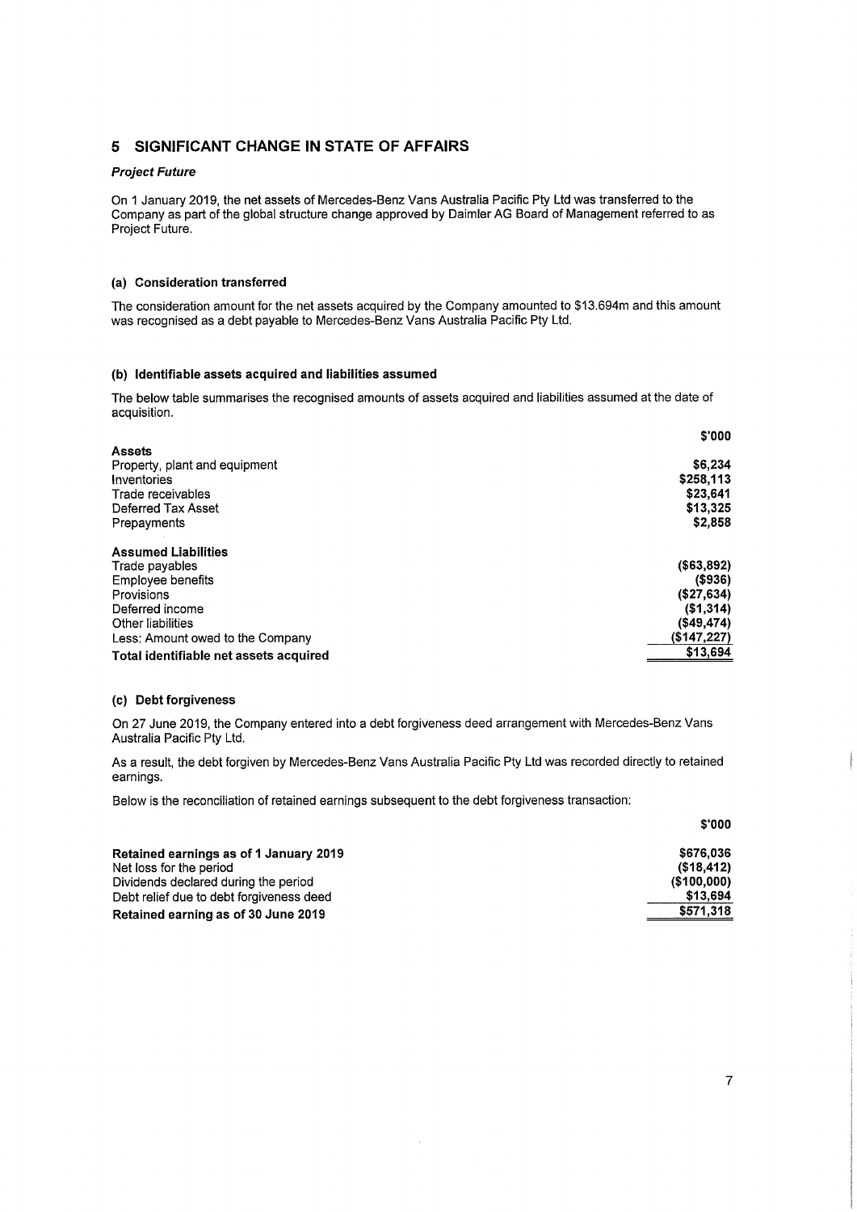## 5 SIGNIFICANT CHANGE IN STATE OF AFFAIRS

***Project Future***

On 1 January 2019, the net assets of Mercedes-Benz Vans Australia Pacific Pty Ltd was transferred to the Company as part of the global structure change approved by Daimler AG Board of Management referred to as Project Future.

### (a) Consideration transferred

The consideration amount for the net assets acquired by the Company amounted to $13.694m and this amount was recognised as a debt payable to Mercedes-Benz Vans Australia Pacific Pty Ltd.

### (b) Identifiable assets acquired and liabilities assumed

The below table summarises the recognised amounts of assets acquired and liabilities assumed at the date of acquisition.

| | **$'000** |
|---|---|
| **Assets** | |
| Property, plant and equipment | **$6,234** |
| Inventories | **$258,113** |
| Trade receivables | **$23,641** |
| Deferred Tax Asset | **$13,325** |
| Prepayments | **$2,858** |
| **Assumed Liabilities** | |
| Trade payables | **($63,892)** |
| Employee benefits | **($936)** |
| Provisions | **($27,634)** |
| Deferred income | **($1,314)** |
| Other liabilities | **($49,474)** |
| Less: Amount owed to the Company | **($147,227)** |
| **Total identifiable net assets acquired** | **$13,694** |

### (c) Debt forgiveness

On 27 June 2019, the Company entered into a debt forgiveness deed arrangement with Mercedes-Benz Vans Australia Pacific Pty Ltd.

As a result, the debt forgiven by Mercedes-Benz Vans Australia Pacific Pty Ltd was recorded directly to retained earnings.

Below is the reconciliation of retained earnings subsequent to the debt forgiveness transaction:

| | **$'000** |
|---|---|
| **Retained earnings as of 1 January 2019** | **$676,036** |
| Net loss for the period | **($18,412)** |
| Dividends declared during the period | **($100,000)** |
| Debt relief due to debt forgiveness deed | **$13,694** |
| **Retained earning as of 30 June 2019** | **$571,318** |